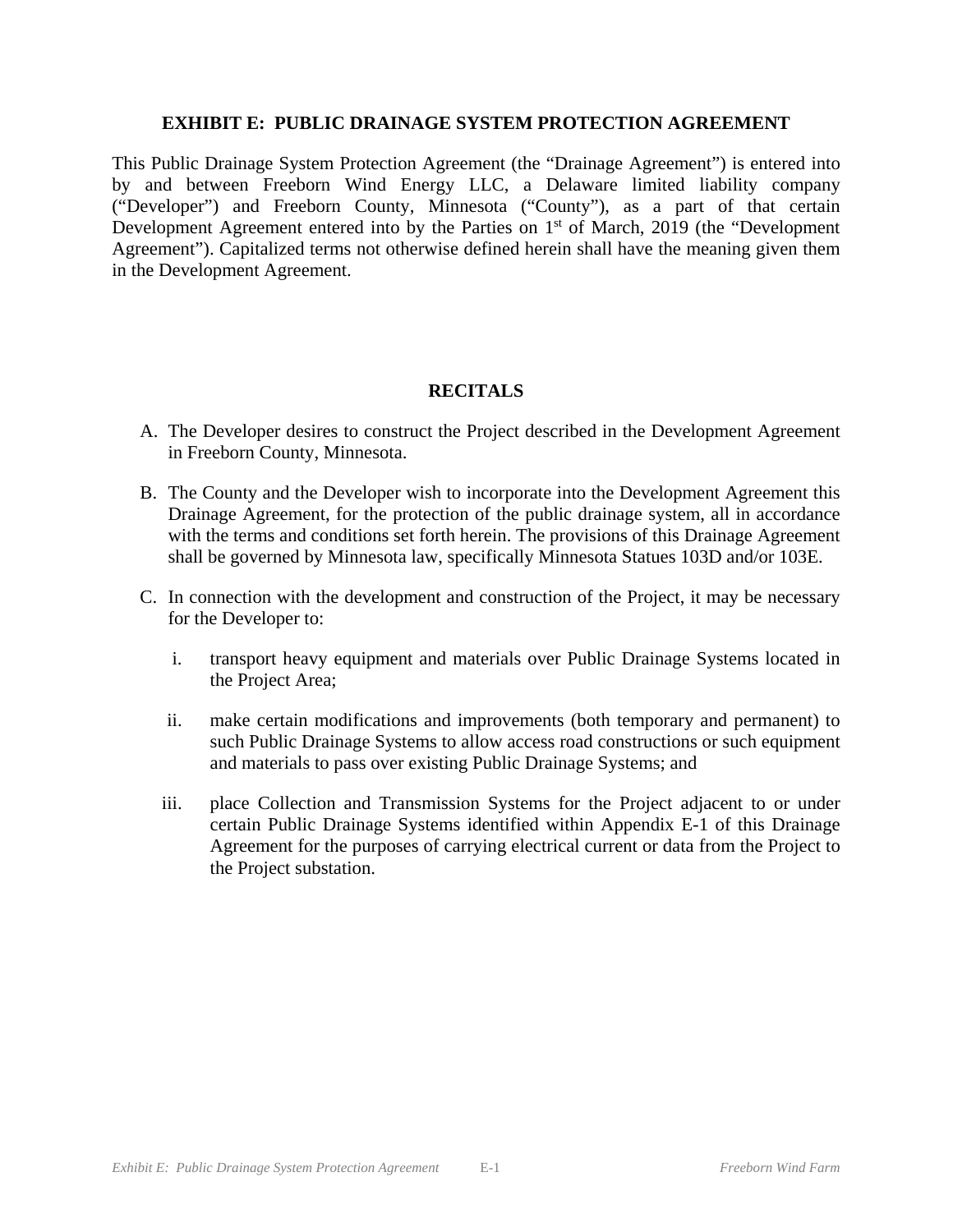# EXHIBIT E: PUBLIC DRAINAGE SYSTEM PROTECTION AGREEMENT

This Public Drainage System Protection Agreement (the "Drainage Agreement") is entered into by and between Freeborn Wind Energy LLC, a Delaware limited liability company ("Developer") and Freeborn County, Minnesota ("County"), as a part of that certain Development Agreement entered into by the Parties on 1st of March, 2019 (the "Development Agreement"). Capitalized terms not otherwise defined herein shall have the meaning given them in the Development Agreement.

## RECITALS

A. The Developer desires to construct the Project described in the Development Agreement in Freeborn County, Minnesota.

B. The County and the Developer wish to incorporate into the Development Agreement this Drainage Agreement, for the protection of the public drainage system, all in accordance with the terms and conditions set forth herein. The provisions of this Drainage Agreement shall be governed by Minnesota law, specifically Minnesota Statues 103D and/or 103E.

C. In connection with the development and construction of the Project, it may be necessary for the Developer to:

   i. transport heavy equipment and materials over Public Drainage Systems located in the Project Area;

   ii. make certain modifications and improvements (both temporary and permanent) to such Public Drainage Systems to allow access road constructions or such equipment and materials to pass over existing Public Drainage Systems; and

   iii. place Collection and Transmission Systems for the Project adjacent to or under certain Public Drainage Systems identified within Appendix E-1 of this Drainage Agreement for the purposes of carrying electrical current or data from the Project to the Project substation.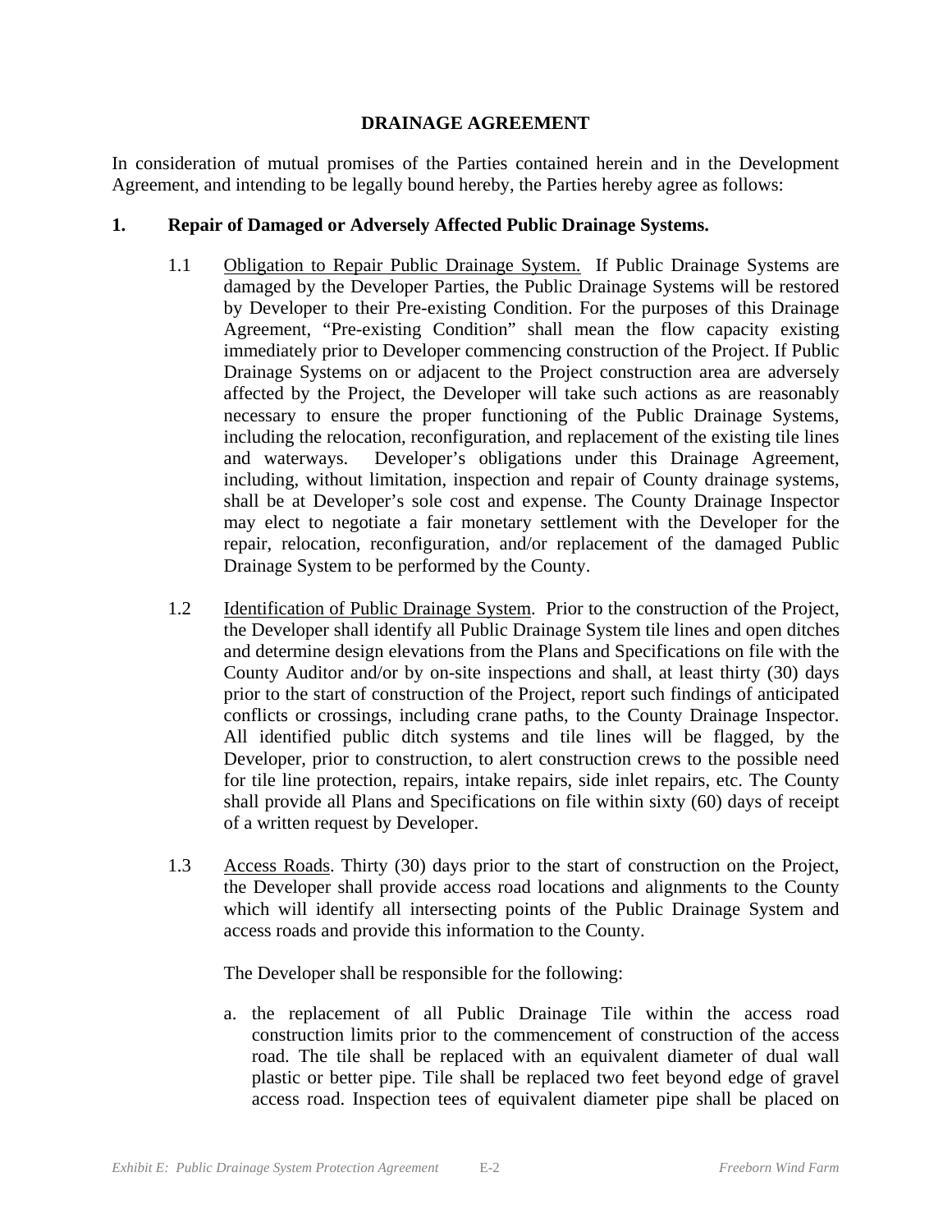# DRAINAGE AGREEMENT

In consideration of mutual promises of the Parties contained herein and in the Development Agreement, and intending to be legally bound hereby, the Parties hereby agree as follows:

## 1. Repair of Damaged or Adversely Affected Public Drainage Systems.

1.1 Obligation to Repair Public Drainage System. If Public Drainage Systems are damaged by the Developer Parties, the Public Drainage Systems will be restored by Developer to their Pre-existing Condition. For the purposes of this Drainage Agreement, "Pre-existing Condition" shall mean the flow capacity existing immediately prior to Developer commencing construction of the Project. If Public Drainage Systems on or adjacent to the Project construction area are adversely affected by the Project, the Developer will take such actions as are reasonably necessary to ensure the proper functioning of the Public Drainage Systems, including the relocation, reconfiguration, and replacement of the existing tile lines and waterways. Developer's obligations under this Drainage Agreement, including, without limitation, inspection and repair of County drainage systems, shall be at Developer's sole cost and expense. The County Drainage Inspector may elect to negotiate a fair monetary settlement with the Developer for the repair, relocation, reconfiguration, and/or replacement of the damaged Public Drainage System to be performed by the County.

1.2 Identification of Public Drainage System. Prior to the construction of the Project, the Developer shall identify all Public Drainage System tile lines and open ditches and determine design elevations from the Plans and Specifications on file with the County Auditor and/or by on-site inspections and shall, at least thirty (30) days prior to the start of construction of the Project, report such findings of anticipated conflicts or crossings, including crane paths, to the County Drainage Inspector. All identified public ditch systems and tile lines will be flagged, by the Developer, prior to construction, to alert construction crews to the possible need for tile line protection, repairs, intake repairs, side inlet repairs, etc. The County shall provide all Plans and Specifications on file within sixty (60) days of receipt of a written request by Developer.

1.3 Access Roads. Thirty (30) days prior to the start of construction on the Project, the Developer shall provide access road locations and alignments to the County which will identify all intersecting points of the Public Drainage System and access roads and provide this information to the County.

The Developer shall be responsible for the following:

a. the replacement of all Public Drainage Tile within the access road construction limits prior to the commencement of construction of the access road. The tile shall be replaced with an equivalent diameter of dual wall plastic or better pipe. Tile shall be replaced two feet beyond edge of gravel access road. Inspection tees of equivalent diameter pipe shall be placed on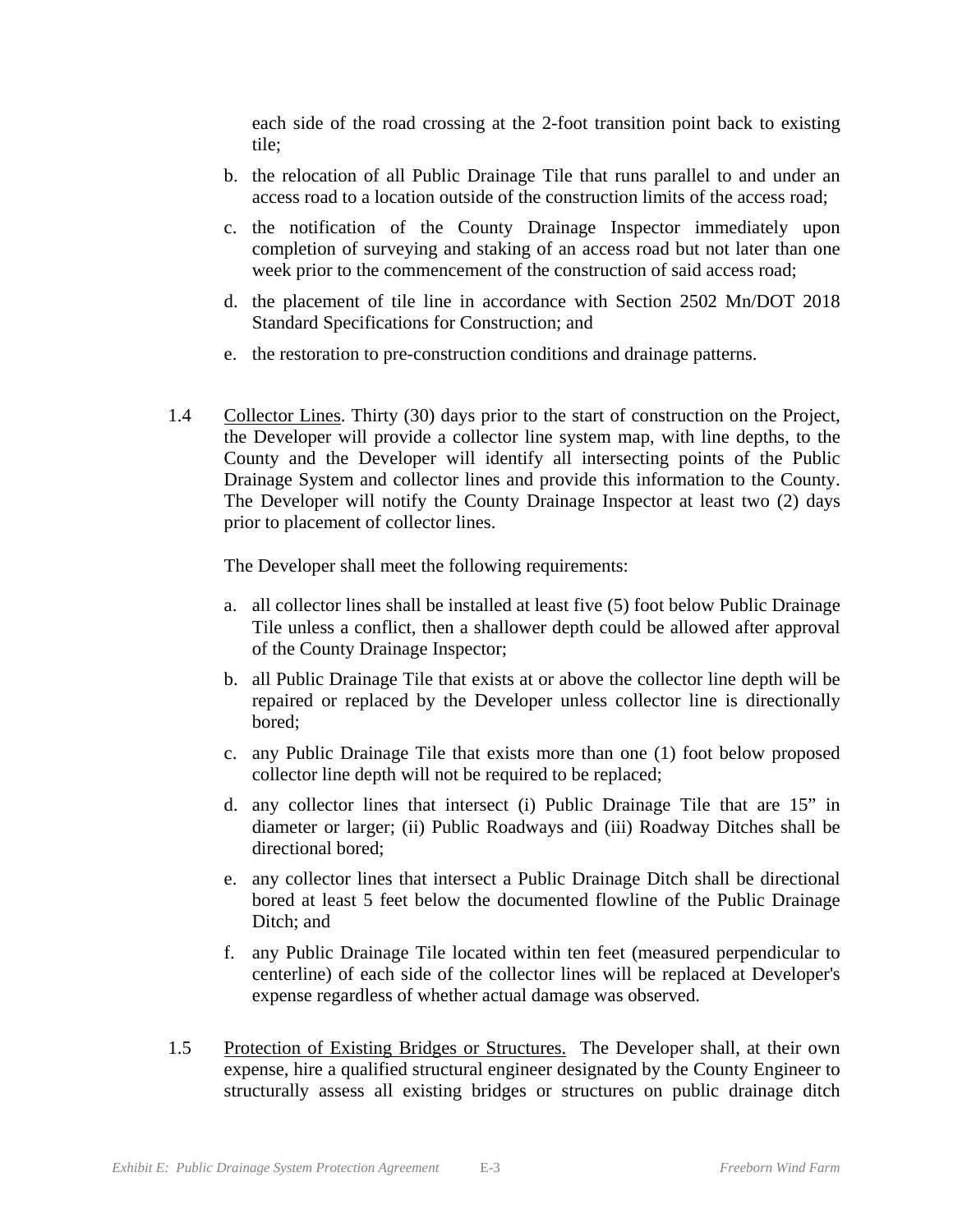each side of the road crossing at the 2-foot transition point back to existing tile;

b. the relocation of all Public Drainage Tile that runs parallel to and under an access road to a location outside of the construction limits of the access road;

c. the notification of the County Drainage Inspector immediately upon completion of surveying and staking of an access road but not later than one week prior to the commencement of the construction of said access road;

d. the placement of tile line in accordance with Section 2502 Mn/DOT 2018 Standard Specifications for Construction; and

e. the restoration to pre-construction conditions and drainage patterns.

1.4 Collector Lines. Thirty (30) days prior to the start of construction on the Project, the Developer will provide a collector line system map, with line depths, to the County and the Developer will identify all intersecting points of the Public Drainage System and collector lines and provide this information to the County. The Developer will notify the County Drainage Inspector at least two (2) days prior to placement of collector lines.

The Developer shall meet the following requirements:

a. all collector lines shall be installed at least five (5) foot below Public Drainage Tile unless a conflict, then a shallower depth could be allowed after approval of the County Drainage Inspector;

b. all Public Drainage Tile that exists at or above the collector line depth will be repaired or replaced by the Developer unless collector line is directionally bored;

c. any Public Drainage Tile that exists more than one (1) foot below proposed collector line depth will not be required to be replaced;

d. any collector lines that intersect (i) Public Drainage Tile that are 15" in diameter or larger; (ii) Public Roadways and (iii) Roadway Ditches shall be directional bored;

e. any collector lines that intersect a Public Drainage Ditch shall be directional bored at least 5 feet below the documented flowline of the Public Drainage Ditch; and

f. any Public Drainage Tile located within ten feet (measured perpendicular to centerline) of each side of the collector lines will be replaced at Developer's expense regardless of whether actual damage was observed.

1.5 Protection of Existing Bridges or Structures. The Developer shall, at their own expense, hire a qualified structural engineer designated by the County Engineer to structurally assess all existing bridges or structures on public drainage ditch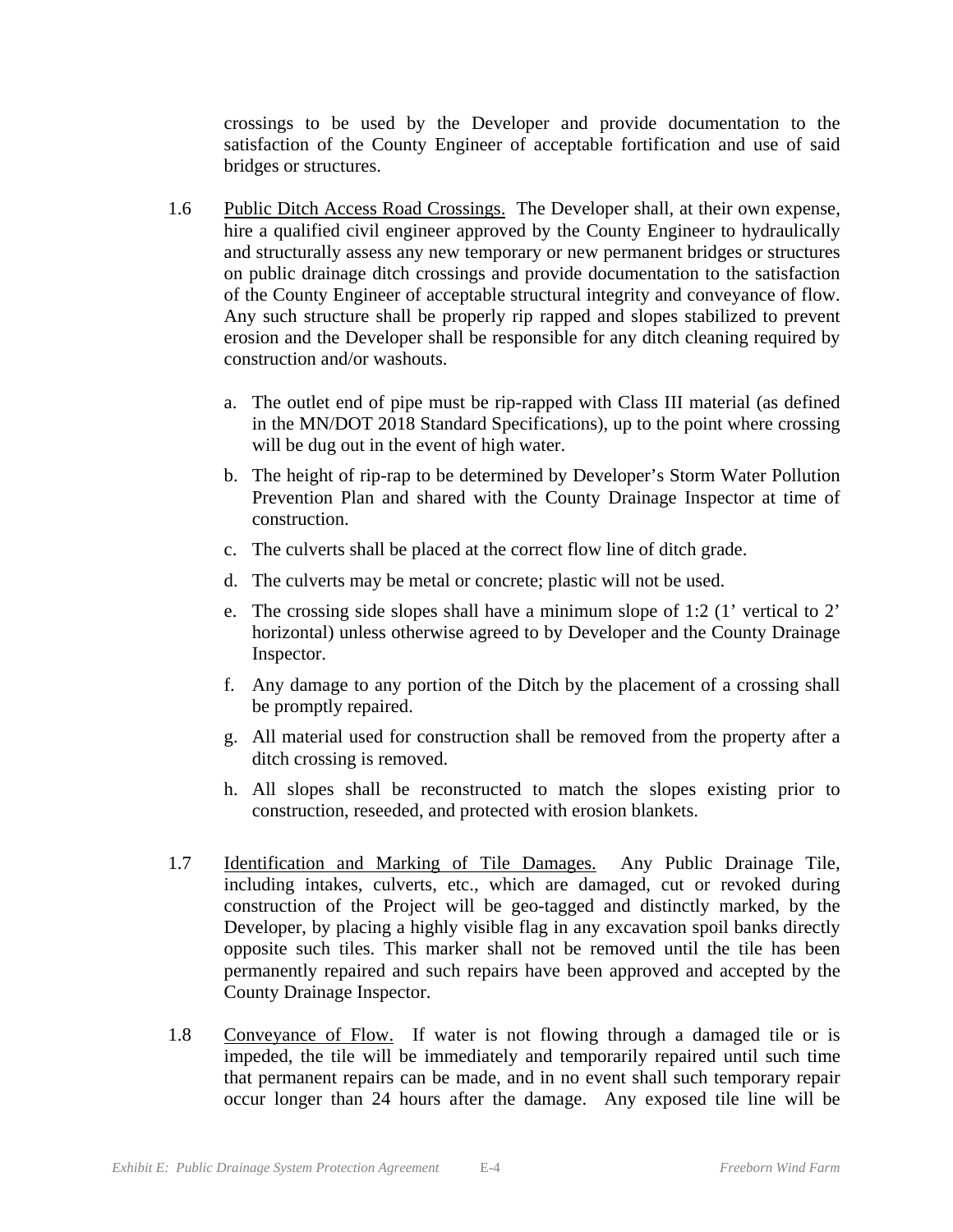crossings to be used by the Developer and provide documentation to the satisfaction of the County Engineer of acceptable fortification and use of said bridges or structures.

1.6 Public Ditch Access Road Crossings. The Developer shall, at their own expense, hire a qualified civil engineer approved by the County Engineer to hydraulically and structurally assess any new temporary or new permanent bridges or structures on public drainage ditch crossings and provide documentation to the satisfaction of the County Engineer of acceptable structural integrity and conveyance of flow. Any such structure shall be properly rip rapped and slopes stabilized to prevent erosion and the Developer shall be responsible for any ditch cleaning required by construction and/or washouts.

   a. The outlet end of pipe must be rip-rapped with Class III material (as defined in the MN/DOT 2018 Standard Specifications), up to the point where crossing will be dug out in the event of high water.

   b. The height of rip-rap to be determined by Developer's Storm Water Pollution Prevention Plan and shared with the County Drainage Inspector at time of construction.

   c. The culverts shall be placed at the correct flow line of ditch grade.

   d. The culverts may be metal or concrete; plastic will not be used.

   e. The crossing side slopes shall have a minimum slope of 1:2 (1' vertical to 2' horizontal) unless otherwise agreed to by Developer and the County Drainage Inspector.

   f. Any damage to any portion of the Ditch by the placement of a crossing shall be promptly repaired.

   g. All material used for construction shall be removed from the property after a ditch crossing is removed.

   h. All slopes shall be reconstructed to match the slopes existing prior to construction, reseeded, and protected with erosion blankets.

1.7 Identification and Marking of Tile Damages. Any Public Drainage Tile, including intakes, culverts, etc., which are damaged, cut or revoked during construction of the Project will be geo-tagged and distinctly marked, by the Developer, by placing a highly visible flag in any excavation spoil banks directly opposite such tiles. This marker shall not be removed until the tile has been permanently repaired and such repairs have been approved and accepted by the County Drainage Inspector.

1.8 Conveyance of Flow. If water is not flowing through a damaged tile or is impeded, the tile will be immediately and temporarily repaired until such time that permanent repairs can be made, and in no event shall such temporary repair occur longer than 24 hours after the damage. Any exposed tile line will be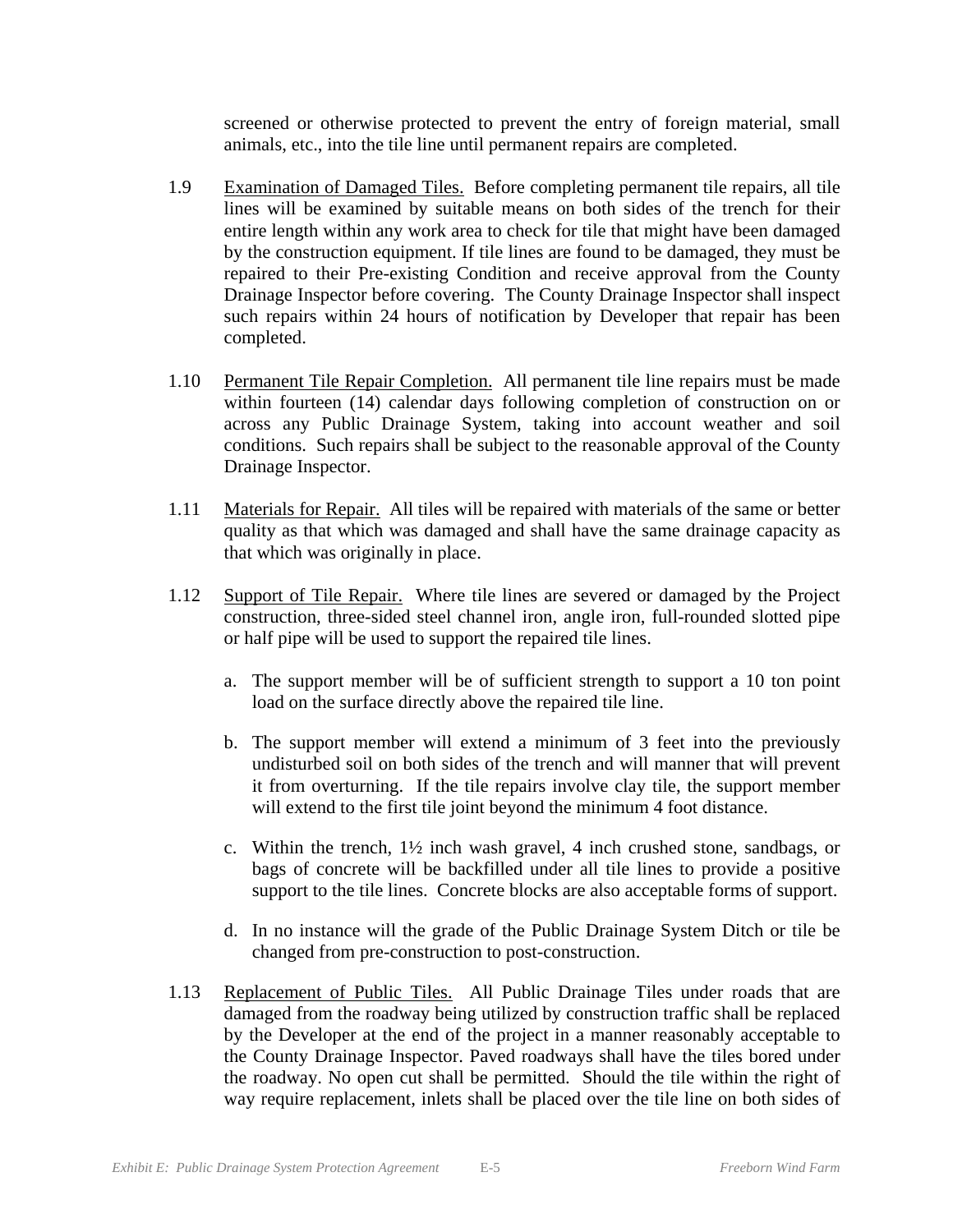screened or otherwise protected to prevent the entry of foreign material, small animals, etc., into the tile line until permanent repairs are completed.

1.9 Examination of Damaged Tiles. Before completing permanent tile repairs, all tile lines will be examined by suitable means on both sides of the trench for their entire length within any work area to check for tile that might have been damaged by the construction equipment. If tile lines are found to be damaged, they must be repaired to their Pre-existing Condition and receive approval from the County Drainage Inspector before covering. The County Drainage Inspector shall inspect such repairs within 24 hours of notification by Developer that repair has been completed.

1.10 Permanent Tile Repair Completion. All permanent tile line repairs must be made within fourteen (14) calendar days following completion of construction on or across any Public Drainage System, taking into account weather and soil conditions. Such repairs shall be subject to the reasonable approval of the County Drainage Inspector.

1.11 Materials for Repair. All tiles will be repaired with materials of the same or better quality as that which was damaged and shall have the same drainage capacity as that which was originally in place.

1.12 Support of Tile Repair. Where tile lines are severed or damaged by the Project construction, three-sided steel channel iron, angle iron, full-rounded slotted pipe or half pipe will be used to support the repaired tile lines.

a. The support member will be of sufficient strength to support a 10 ton point load on the surface directly above the repaired tile line.

b. The support member will extend a minimum of 3 feet into the previously undisturbed soil on both sides of the trench and will manner that will prevent it from overturning. If the tile repairs involve clay tile, the support member will extend to the first tile joint beyond the minimum 4 foot distance.

c. Within the trench, 1½ inch wash gravel, 4 inch crushed stone, sandbags, or bags of concrete will be backfilled under all tile lines to provide a positive support to the tile lines. Concrete blocks are also acceptable forms of support.

d. In no instance will the grade of the Public Drainage System Ditch or tile be changed from pre-construction to post-construction.

1.13 Replacement of Public Tiles. All Public Drainage Tiles under roads that are damaged from the roadway being utilized by construction traffic shall be replaced by the Developer at the end of the project in a manner reasonably acceptable to the County Drainage Inspector. Paved roadways shall have the tiles bored under the roadway. No open cut shall be permitted. Should the tile within the right of way require replacement, inlets shall be placed over the tile line on both sides of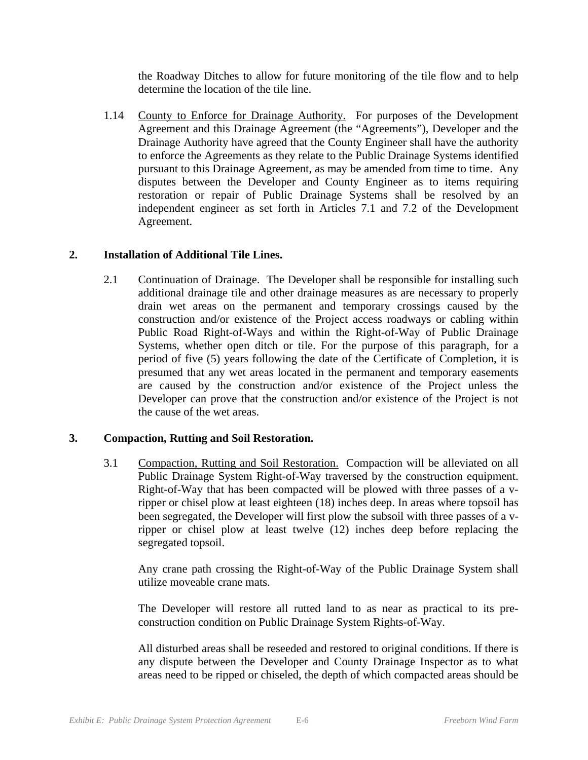the Roadway Ditches to allow for future monitoring of the tile flow and to help determine the location of the tile line.

1.14 County to Enforce for Drainage Authority. For purposes of the Development Agreement and this Drainage Agreement (the "Agreements"), Developer and the Drainage Authority have agreed that the County Engineer shall have the authority to enforce the Agreements as they relate to the Public Drainage Systems identified pursuant to this Drainage Agreement, as may be amended from time to time. Any disputes between the Developer and County Engineer as to items requiring restoration or repair of Public Drainage Systems shall be resolved by an independent engineer as set forth in Articles 7.1 and 7.2 of the Development Agreement.

## 2. Installation of Additional Tile Lines.

2.1 Continuation of Drainage. The Developer shall be responsible for installing such additional drainage tile and other drainage measures as are necessary to properly drain wet areas on the permanent and temporary crossings caused by the construction and/or existence of the Project access roadways or cabling within Public Road Right-of-Ways and within the Right-of-Way of Public Drainage Systems, whether open ditch or tile. For the purpose of this paragraph, for a period of five (5) years following the date of the Certificate of Completion, it is presumed that any wet areas located in the permanent and temporary easements are caused by the construction and/or existence of the Project unless the Developer can prove that the construction and/or existence of the Project is not the cause of the wet areas.

## 3. Compaction, Rutting and Soil Restoration.

3.1 Compaction, Rutting and Soil Restoration. Compaction will be alleviated on all Public Drainage System Right-of-Way traversed by the construction equipment. Right-of-Way that has been compacted will be plowed with three passes of a v-ripper or chisel plow at least eighteen (18) inches deep. In areas where topsoil has been segregated, the Developer will first plow the subsoil with three passes of a v-ripper or chisel plow at least twelve (12) inches deep before replacing the segregated topsoil.

Any crane path crossing the Right-of-Way of the Public Drainage System shall utilize moveable crane mats.

The Developer will restore all rutted land to as near as practical to its pre-construction condition on Public Drainage System Rights-of-Way.

All disturbed areas shall be reseeded and restored to original conditions. If there is any dispute between the Developer and County Drainage Inspector as to what areas need to be ripped or chiseled, the depth of which compacted areas should be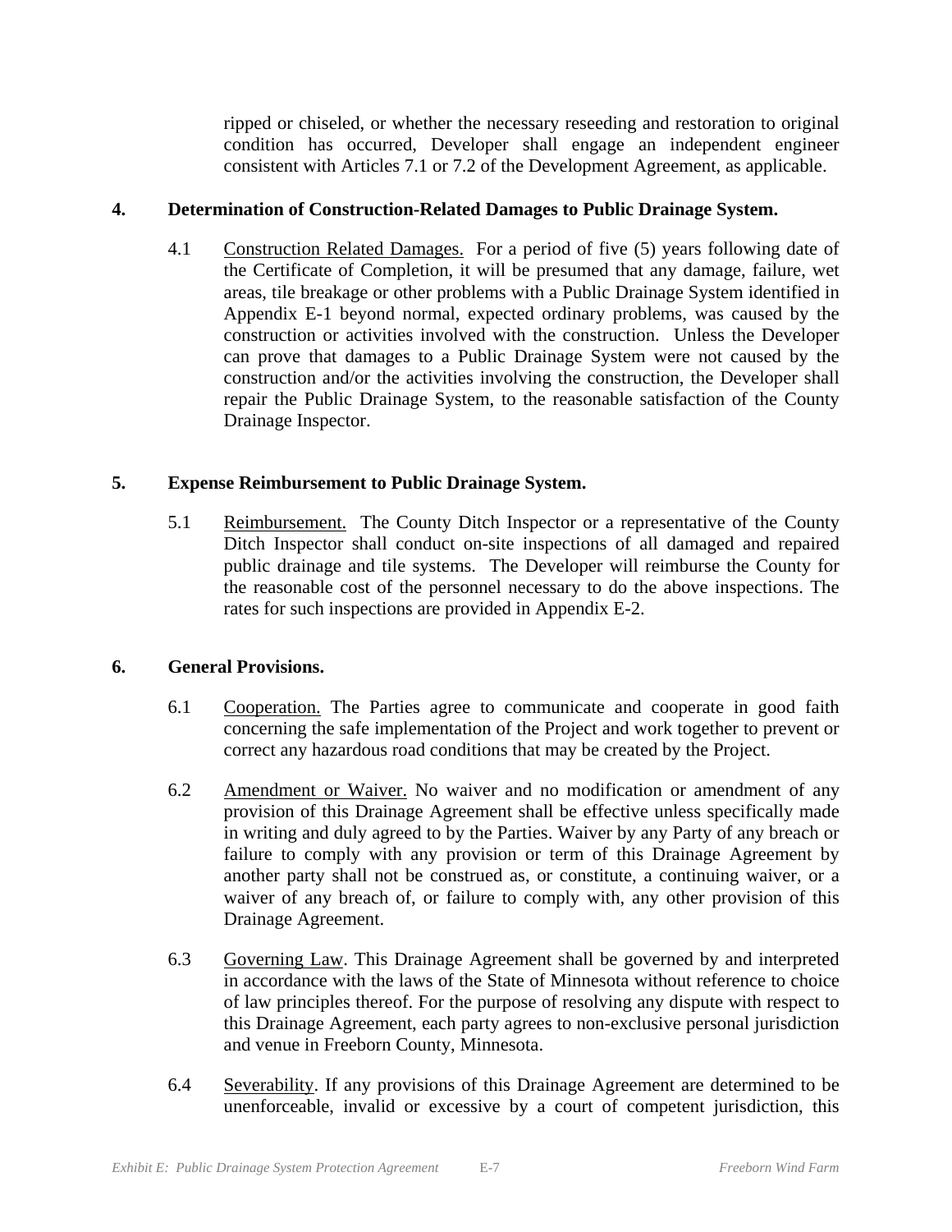ripped or chiseled, or whether the necessary reseeding and restoration to original condition has occurred, Developer shall engage an independent engineer consistent with Articles 7.1 or 7.2 of the Development Agreement, as applicable.

**4. Determination of Construction-Related Damages to Public Drainage System.**

4.1 Construction Related Damages. For a period of five (5) years following date of the Certificate of Completion, it will be presumed that any damage, failure, wet areas, tile breakage or other problems with a Public Drainage System identified in Appendix E-1 beyond normal, expected ordinary problems, was caused by the construction or activities involved with the construction. Unless the Developer can prove that damages to a Public Drainage System were not caused by the construction and/or the activities involving the construction, the Developer shall repair the Public Drainage System, to the reasonable satisfaction of the County Drainage Inspector.

**5. Expense Reimbursement to Public Drainage System.**

5.1 Reimbursement. The County Ditch Inspector or a representative of the County Ditch Inspector shall conduct on-site inspections of all damaged and repaired public drainage and tile systems. The Developer will reimburse the County for the reasonable cost of the personnel necessary to do the above inspections. The rates for such inspections are provided in Appendix E-2.

**6. General Provisions.**

6.1 Cooperation. The Parties agree to communicate and cooperate in good faith concerning the safe implementation of the Project and work together to prevent or correct any hazardous road conditions that may be created by the Project.

6.2 Amendment or Waiver. No waiver and no modification or amendment of any provision of this Drainage Agreement shall be effective unless specifically made in writing and duly agreed to by the Parties. Waiver by any Party of any breach or failure to comply with any provision or term of this Drainage Agreement by another party shall not be construed as, or constitute, a continuing waiver, or a waiver of any breach of, or failure to comply with, any other provision of this Drainage Agreement.

6.3 Governing Law. This Drainage Agreement shall be governed by and interpreted in accordance with the laws of the State of Minnesota without reference to choice of law principles thereof. For the purpose of resolving any dispute with respect to this Drainage Agreement, each party agrees to non-exclusive personal jurisdiction and venue in Freeborn County, Minnesota.

6.4 Severability. If any provisions of this Drainage Agreement are determined to be unenforceable, invalid or excessive by a court of competent jurisdiction, this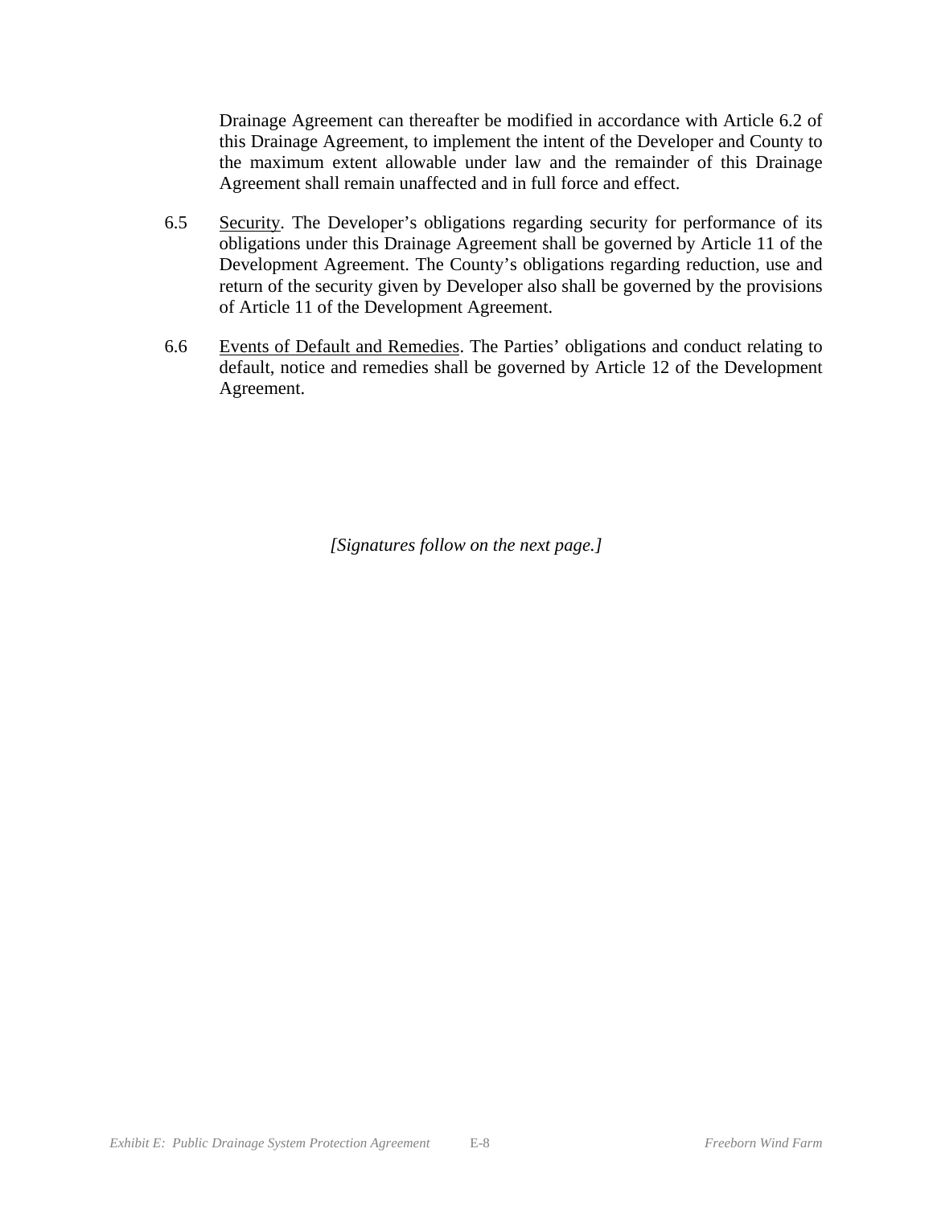Drainage Agreement can thereafter be modified in accordance with Article 6.2 of this Drainage Agreement, to implement the intent of the Developer and County to the maximum extent allowable under law and the remainder of this Drainage Agreement shall remain unaffected and in full force and effect.

6.5 Security. The Developer's obligations regarding security for performance of its obligations under this Drainage Agreement shall be governed by Article 11 of the Development Agreement. The County's obligations regarding reduction, use and return of the security given by Developer also shall be governed by the provisions of Article 11 of the Development Agreement.

6.6 Events of Default and Remedies. The Parties' obligations and conduct relating to default, notice and remedies shall be governed by Article 12 of the Development Agreement.

*[Signatures follow on the next page.]*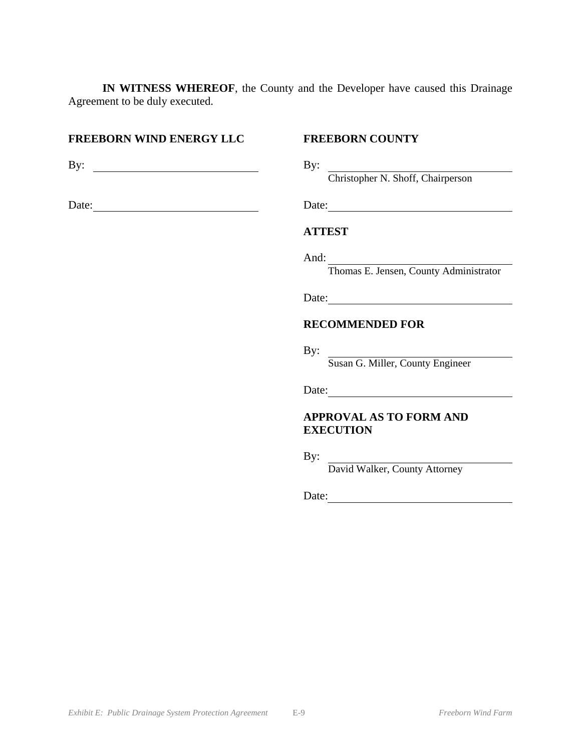**IN WITNESS WHEREOF**, the County and the Developer have caused this Drainage Agreement to be duly executed.

**FREEBORN WIND ENERGY LLC**

By: ______________________________

Date: ______________________________

**FREEBORN COUNTY**

By: ______________________________
Christopher N. Shoff, Chairperson

Date: ______________________________

**ATTEST**

And: ______________________________
Thomas E. Jensen, County Administrator

Date: ______________________________

**RECOMMENDED FOR**

By: ______________________________
Susan G. Miller, County Engineer

Date: ______________________________

**APPROVAL AS TO FORM AND EXECUTION**

By: ______________________________
David Walker, County Attorney

Date: ______________________________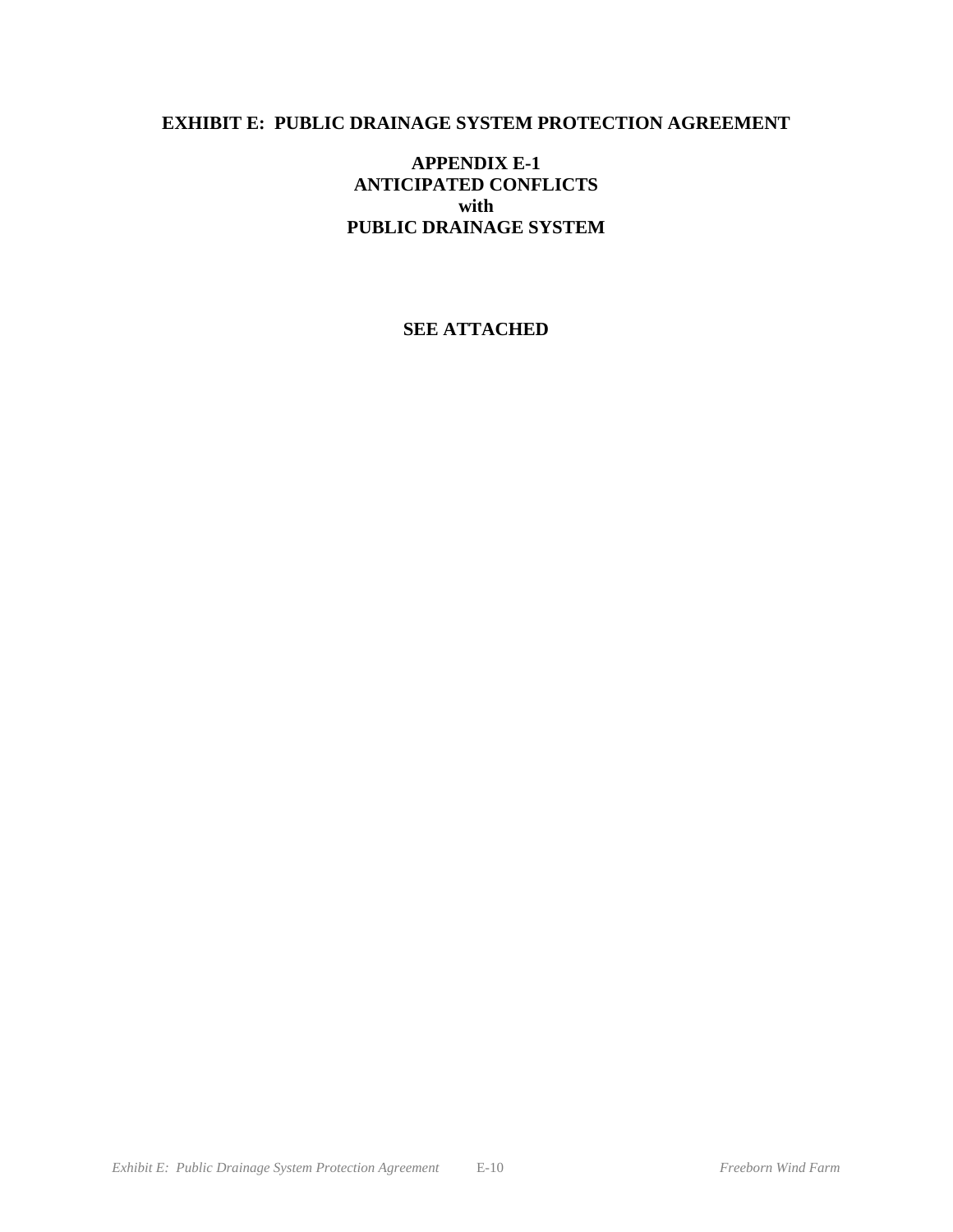# EXHIBIT E: PUBLIC DRAINAGE SYSTEM PROTECTION AGREEMENT

## APPENDIX E-1
## ANTICIPATED CONFLICTS
## with
## PUBLIC DRAINAGE SYSTEM

**SEE ATTACHED**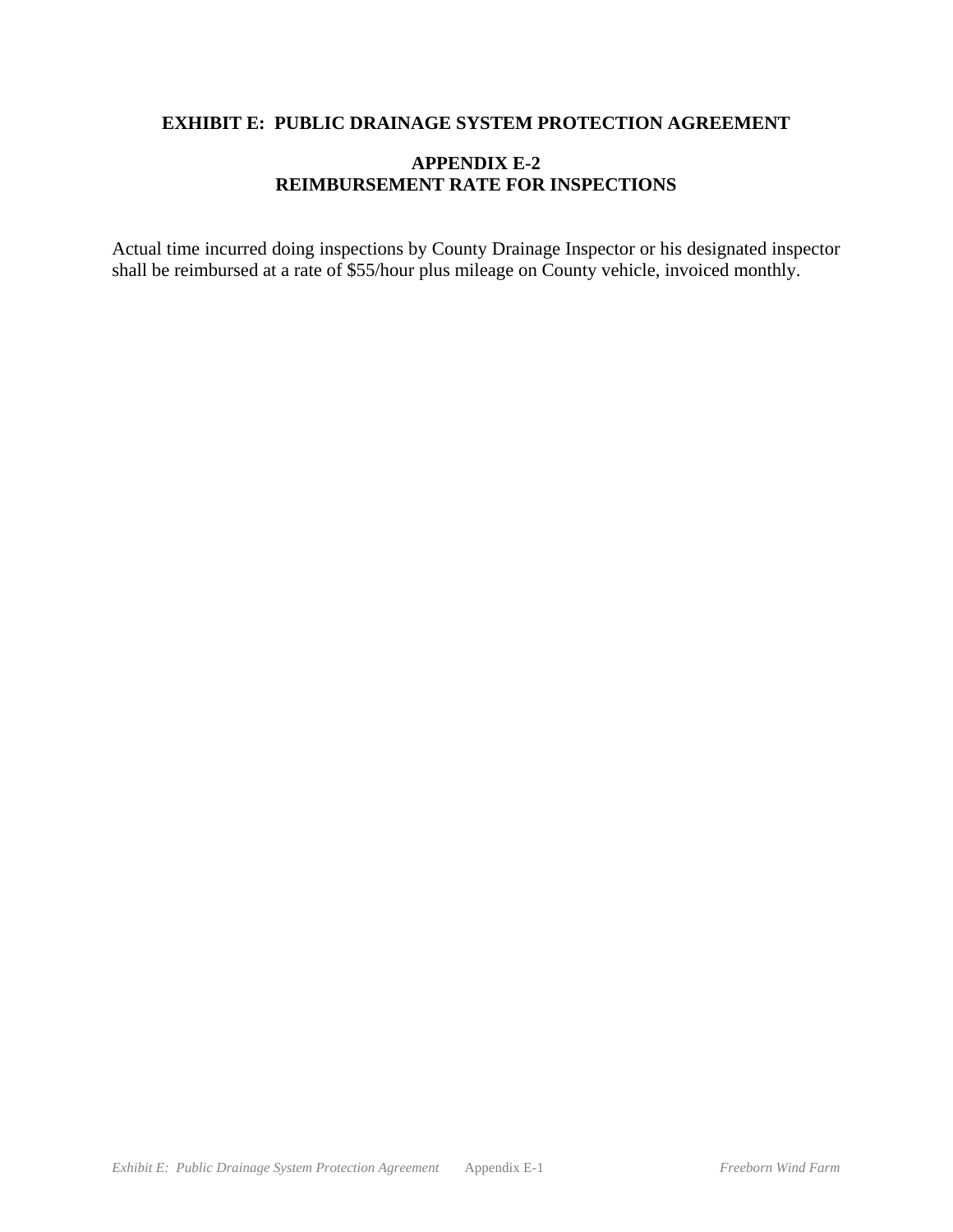## EXHIBIT E: PUBLIC DRAINAGE SYSTEM PROTECTION AGREEMENT

### APPENDIX E-2
### REIMBURSEMENT RATE FOR INSPECTIONS

Actual time incurred doing inspections by County Drainage Inspector or his designated inspector shall be reimbursed at a rate of $55/hour plus mileage on County vehicle, invoiced monthly.